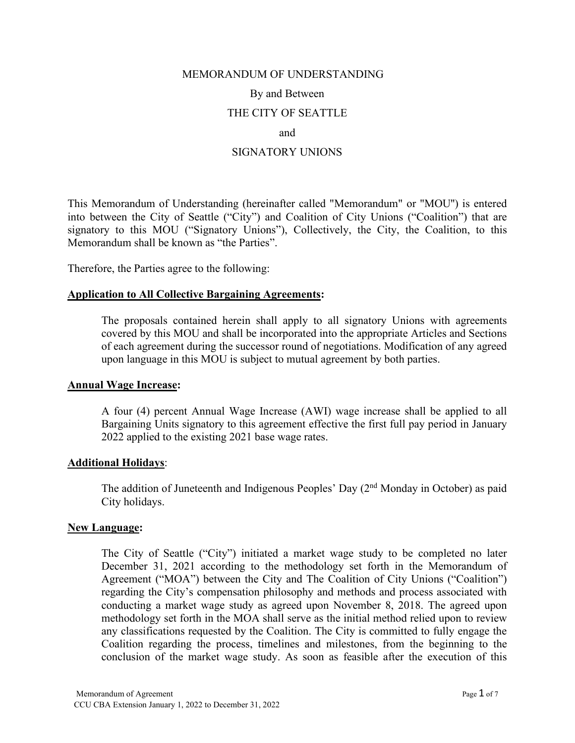MEMORANDUM OF UNDERSTANDING

By and Between

THE CITY OF SEATTLE

and

SIGNATORY UNIONS

This Memorandum of Understanding (hereinafter called "Memorandum" or "MOU") is entered into between the City of Seattle ("City") and Coalition of City Unions ("Coalition") that are signatory to this MOU ("Signatory Unions"), Collectively, the City, the Coalition, to this Memorandum shall be known as "the Parties".

Therefore, the Parties agree to the following:

**Application to All Collective Bargaining Agreements:**

The proposals contained herein shall apply to all signatory Unions with agreements covered by this MOU and shall be incorporated into the appropriate Articles and Sections of each agreement during the successor round of negotiations. Modification of any agreed upon language in this MOU is subject to mutual agreement by both parties.

**Annual Wage Increase:**

A four (4) percent Annual Wage Increase (AWI) wage increase shall be applied to all Bargaining Units signatory to this agreement effective the first full pay period in January 2022 applied to the existing 2021 base wage rates.

**Additional Holidays**:

The addition of Juneteenth and Indigenous Peoples' Day (2nd Monday in October) as paid City holidays.

**New Language:**

The City of Seattle ("City") initiated a market wage study to be completed no later December 31, 2021 according to the methodology set forth in the Memorandum of Agreement ("MOA") between the City and The Coalition of City Unions ("Coalition") regarding the City's compensation philosophy and methods and process associated with conducting a market wage study as agreed upon November 8, 2018. The agreed upon methodology set forth in the MOA shall serve as the initial method relied upon to review any classifications requested by the Coalition. The City is committed to fully engage the Coalition regarding the process, timelines and milestones, from the beginning to the conclusion of the market wage study. As soon as feasible after the execution of this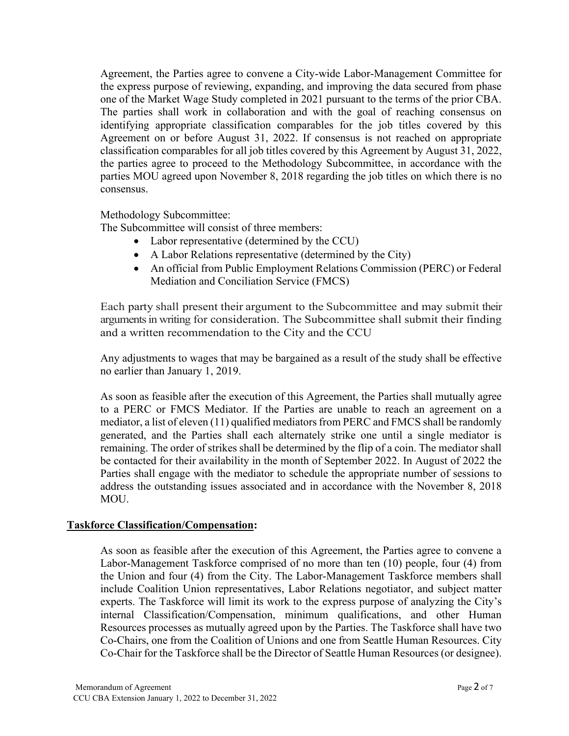Agreement, the Parties agree to convene a City-wide Labor-Management Committee for the express purpose of reviewing, expanding, and improving the data secured from phase one of the Market Wage Study completed in 2021 pursuant to the terms of the prior CBA. The parties shall work in collaboration and with the goal of reaching consensus on identifying appropriate classification comparables for the job titles covered by this Agreement on or before August 31, 2022. If consensus is not reached on appropriate classification comparables for all job titles covered by this Agreement by August 31, 2022, the parties agree to proceed to the Methodology Subcommittee, in accordance with the parties MOU agreed upon November 8, 2018 regarding the job titles on which there is no consensus.

Methodology Subcommittee:
The Subcommittee will consist of three members:

- Labor representative (determined by the CCU)
- A Labor Relations representative (determined by the City)
- An official from Public Employment Relations Commission (PERC) or Federal Mediation and Conciliation Service (FMCS)

Each party shall present their argument to the Subcommittee and may submit their arguments in writing for consideration. The Subcommittee shall submit their finding and a written recommendation to the City and the CCU

Any adjustments to wages that may be bargained as a result of the study shall be effective no earlier than January 1, 2019.

As soon as feasible after the execution of this Agreement, the Parties shall mutually agree to a PERC or FMCS Mediator. If the Parties are unable to reach an agreement on a mediator, a list of eleven (11) qualified mediators from PERC and FMCS shall be randomly generated, and the Parties shall each alternately strike one until a single mediator is remaining. The order of strikes shall be determined by the flip of a coin. The mediator shall be contacted for their availability in the month of September 2022. In August of 2022 the Parties shall engage with the mediator to schedule the appropriate number of sessions to address the outstanding issues associated and in accordance with the November 8, 2018 MOU.

**Taskforce Classification/Compensation:**

As soon as feasible after the execution of this Agreement, the Parties agree to convene a Labor-Management Taskforce comprised of no more than ten (10) people, four (4) from the Union and four (4) from the City. The Labor-Management Taskforce members shall include Coalition Union representatives, Labor Relations negotiator, and subject matter experts. The Taskforce will limit its work to the express purpose of analyzing the City's internal Classification/Compensation, minimum qualifications, and other Human Resources processes as mutually agreed upon by the Parties. The Taskforce shall have two Co-Chairs, one from the Coalition of Unions and one from Seattle Human Resources. City Co-Chair for the Taskforce shall be the Director of Seattle Human Resources (or designee).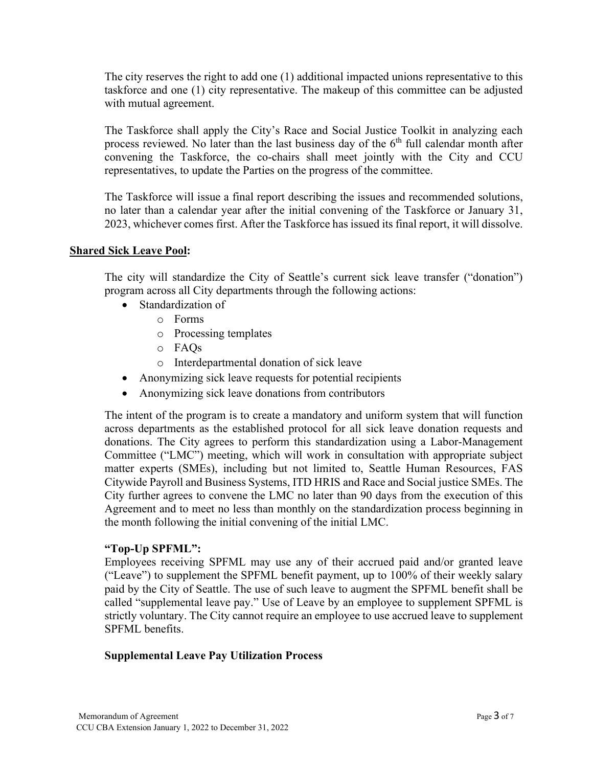The city reserves the right to add one (1) additional impacted unions representative to this taskforce and one (1) city representative. The makeup of this committee can be adjusted with mutual agreement.

The Taskforce shall apply the City's Race and Social Justice Toolkit in analyzing each process reviewed. No later than the last business day of the 6th full calendar month after convening the Taskforce, the co-chairs shall meet jointly with the City and CCU representatives, to update the Parties on the progress of the committee.

The Taskforce will issue a final report describing the issues and recommended solutions, no later than a calendar year after the initial convening of the Taskforce or January 31, 2023, whichever comes first. After the Taskforce has issued its final report, it will dissolve.

## Shared Sick Leave Pool:

The city will standardize the City of Seattle's current sick leave transfer ("donation") program across all City departments through the following actions:

- Standardization of
  - Forms
  - Processing templates
  - FAQs
  - Interdepartmental donation of sick leave
- Anonymizing sick leave requests for potential recipients
- Anonymizing sick leave donations from contributors

The intent of the program is to create a mandatory and uniform system that will function across departments as the established protocol for all sick leave donation requests and donations. The City agrees to perform this standardization using a Labor-Management Committee ("LMC") meeting, which will work in consultation with appropriate subject matter experts (SMEs), including but not limited to, Seattle Human Resources, FAS Citywide Payroll and Business Systems, ITD HRIS and Race and Social justice SMEs. The City further agrees to convene the LMC no later than 90 days from the execution of this Agreement and to meet no less than monthly on the standardization process beginning in the month following the initial convening of the initial LMC.

### "Top-Up SPFML":

Employees receiving SPFML may use any of their accrued paid and/or granted leave ("Leave") to supplement the SPFML benefit payment, up to 100% of their weekly salary paid by the City of Seattle. The use of such leave to augment the SPFML benefit shall be called "supplemental leave pay." Use of Leave by an employee to supplement SPFML is strictly voluntary. The City cannot require an employee to use accrued leave to supplement SPFML benefits.

### Supplemental Leave Pay Utilization Process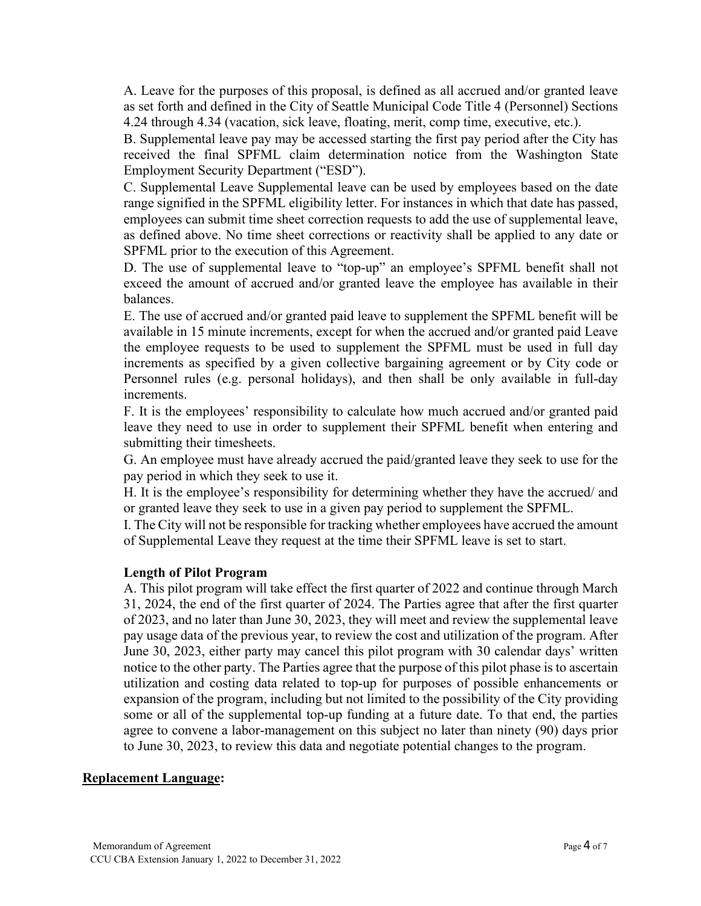A. Leave for the purposes of this proposal, is defined as all accrued and/or granted leave as set forth and defined in the City of Seattle Municipal Code Title 4 (Personnel) Sections 4.24 through 4.34 (vacation, sick leave, floating, merit, comp time, executive, etc.).

B. Supplemental leave pay may be accessed starting the first pay period after the City has received the final SPFML claim determination notice from the Washington State Employment Security Department ("ESD").

C. Supplemental Leave Supplemental leave can be used by employees based on the date range signified in the SPFML eligibility letter. For instances in which that date has passed, employees can submit time sheet correction requests to add the use of supplemental leave, as defined above. No time sheet corrections or reactivity shall be applied to any date or SPFML prior to the execution of this Agreement.

D. The use of supplemental leave to "top-up" an employee's SPFML benefit shall not exceed the amount of accrued and/or granted leave the employee has available in their balances.

E. The use of accrued and/or granted paid leave to supplement the SPFML benefit will be available in 15 minute increments, except for when the accrued and/or granted paid Leave the employee requests to be used to supplement the SPFML must be used in full day increments as specified by a given collective bargaining agreement or by City code or Personnel rules (e.g. personal holidays), and then shall be only available in full-day increments.

F. It is the employees' responsibility to calculate how much accrued and/or granted paid leave they need to use in order to supplement their SPFML benefit when entering and submitting their timesheets.

G. An employee must have already accrued the paid/granted leave they seek to use for the pay period in which they seek to use it.

H. It is the employee's responsibility for determining whether they have the accrued/ and or granted leave they seek to use in a given pay period to supplement the SPFML.

I. The City will not be responsible for tracking whether employees have accrued the amount of Supplemental Leave they request at the time their SPFML leave is set to start.

**Length of Pilot Program**

A. This pilot program will take effect the first quarter of 2022 and continue through March 31, 2024, the end of the first quarter of 2024. The Parties agree that after the first quarter of 2023, and no later than June 30, 2023, they will meet and review the supplemental leave pay usage data of the previous year, to review the cost and utilization of the program. After June 30, 2023, either party may cancel this pilot program with 30 calendar days' written notice to the other party. The Parties agree that the purpose of this pilot phase is to ascertain utilization and costing data related to top-up for purposes of possible enhancements or expansion of the program, including but not limited to the possibility of the City providing some or all of the supplemental top-up funding at a future date. To that end, the parties agree to convene a labor-management on this subject no later than ninety (90) days prior to June 30, 2023, to review this data and negotiate potential changes to the program.

**Replacement Language:**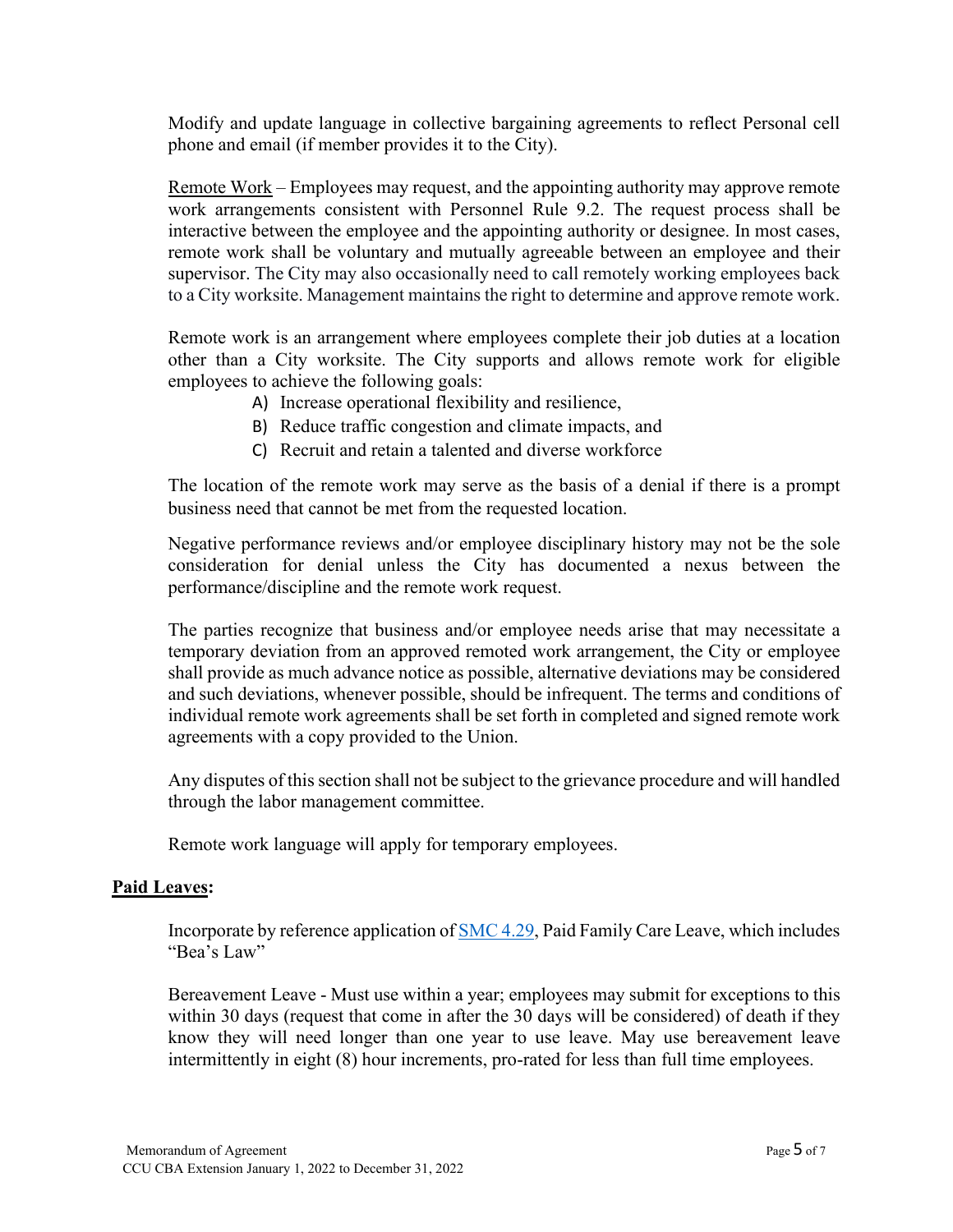Modify and update language in collective bargaining agreements to reflect Personal cell phone and email (if member provides it to the City).

Remote Work – Employees may request, and the appointing authority may approve remote work arrangements consistent with Personnel Rule 9.2. The request process shall be interactive between the employee and the appointing authority or designee. In most cases, remote work shall be voluntary and mutually agreeable between an employee and their supervisor. The City may also occasionally need to call remotely working employees back to a City worksite. Management maintains the right to determine and approve remote work.

Remote work is an arrangement where employees complete their job duties at a location other than a City worksite. The City supports and allows remote work for eligible employees to achieve the following goals:

A) Increase operational flexibility and resilience,
B) Reduce traffic congestion and climate impacts, and
C) Recruit and retain a talented and diverse workforce

The location of the remote work may serve as the basis of a denial if there is a prompt business need that cannot be met from the requested location.

Negative performance reviews and/or employee disciplinary history may not be the sole consideration for denial unless the City has documented a nexus between the performance/discipline and the remote work request.

The parties recognize that business and/or employee needs arise that may necessitate a temporary deviation from an approved remoted work arrangement, the City or employee shall provide as much advance notice as possible, alternative deviations may be considered and such deviations, whenever possible, should be infrequent. The terms and conditions of individual remote work agreements shall be set forth in completed and signed remote work agreements with a copy provided to the Union.

Any disputes of this section shall not be subject to the grievance procedure and will handled through the labor management committee.

Remote work language will apply for temporary employees.

**Paid Leaves:**

Incorporate by reference application of SMC 4.29, Paid Family Care Leave, which includes "Bea's Law"

Bereavement Leave - Must use within a year; employees may submit for exceptions to this within 30 days (request that come in after the 30 days will be considered) of death if they know they will need longer than one year to use leave. May use bereavement leave intermittently in eight (8) hour increments, pro-rated for less than full time employees.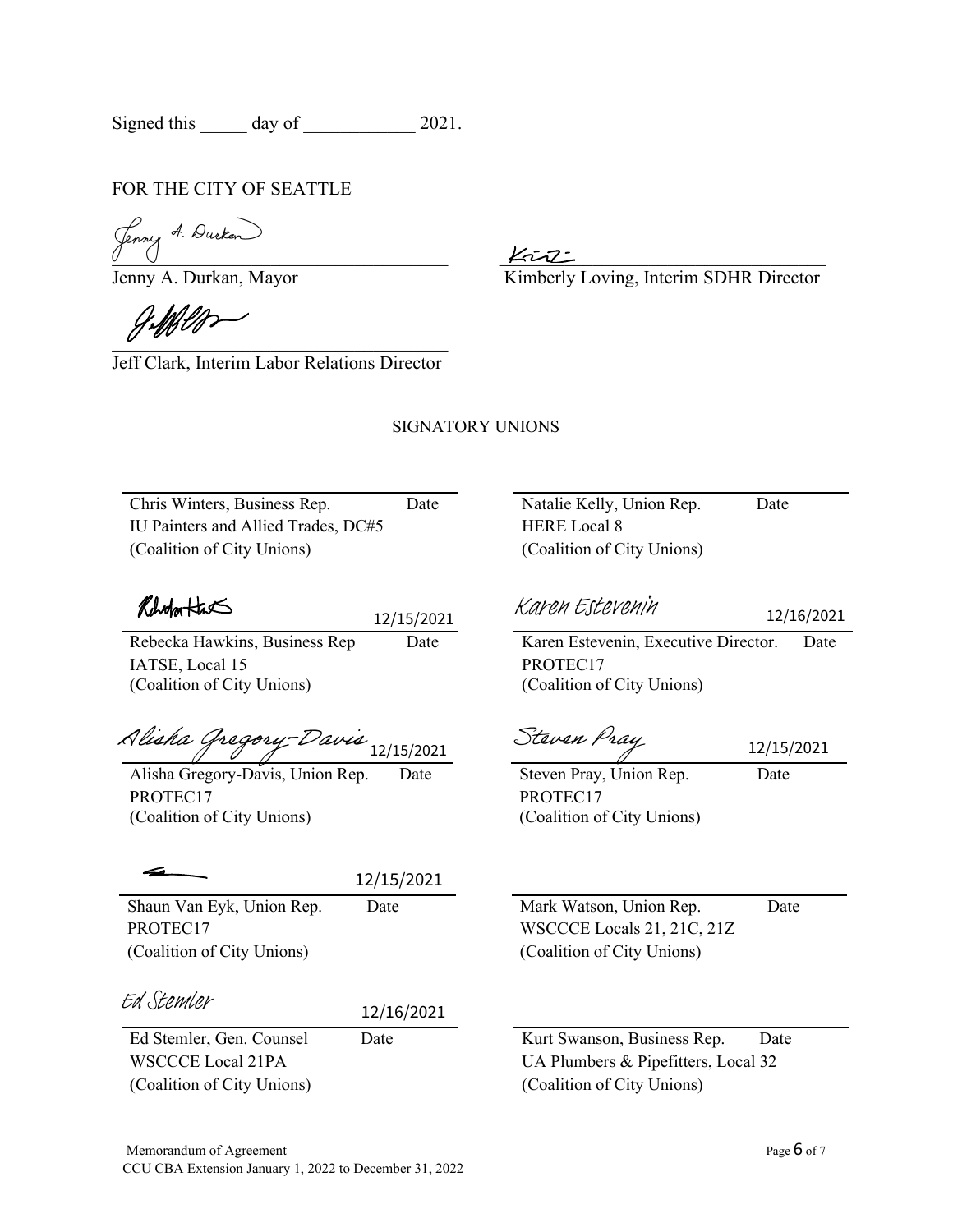Signed this _____ day of ____________ 2021.

FOR THE CITY OF SEATTLE

Jenny A. Durkan

Jenny A. Durkan, Mayor

Kimberly Loving, Interim SDHR Director

Jeff Clark, Interim Labor Relations Director

SIGNATORY UNIONS

Chris Winters, Business Rep. Date
IU Painters and Allied Trades, DC#5
(Coalition of City Unions)

Natalie Kelly, Union Rep. Date
HERE Local 8
(Coalition of City Unions)

12/15/2021
Rebecka Hawkins, Business Rep Date
IATSE, Local 15
(Coalition of City Unions)

Karen Estevenin 12/16/2021
Karen Estevenin, Executive Director. Date
PROTEC17
(Coalition of City Unions)

Alisha Gregory-Davis 12/15/2021
Alisha Gregory-Davis, Union Rep. Date
PROTEC17
(Coalition of City Unions)

Steven Pray 12/15/2021
Steven Pray, Union Rep. Date
PROTEC17
(Coalition of City Unions)

12/15/2021
Shaun Van Eyk, Union Rep. Date
PROTEC17
(Coalition of City Unions)

Mark Watson, Union Rep. Date
WSCCCE Locals 21, 21C, 21Z
(Coalition of City Unions)

Ed Stemler 12/16/2021
Ed Stemler, Gen. Counsel Date
WSCCCE Local 21PA
(Coalition of City Unions)

Kurt Swanson, Business Rep. Date
UA Plumbers & Pipefitters, Local 32
(Coalition of City Unions)

Memorandum of Agreement
CCU CBA Extension January 1, 2022 to December 31, 2022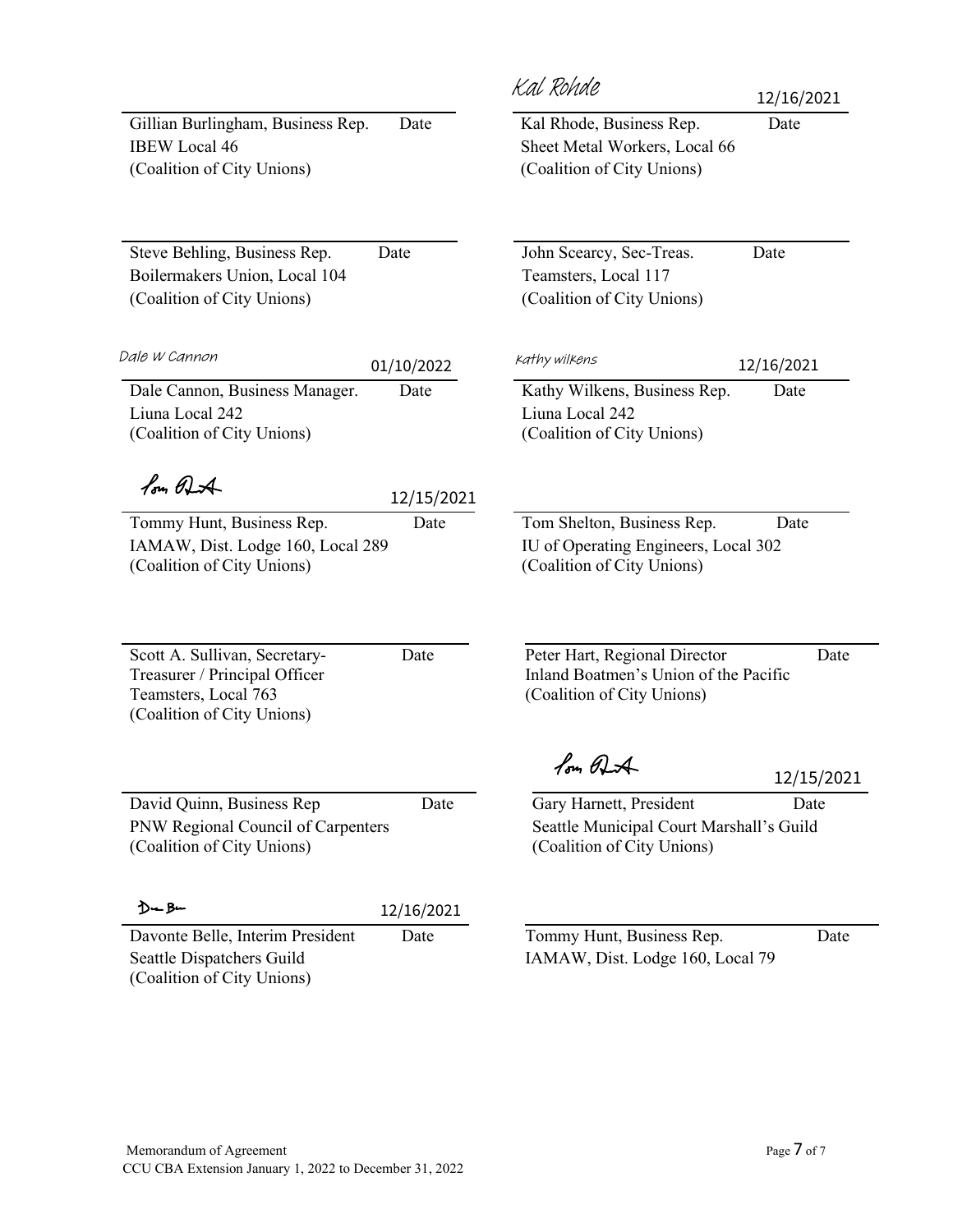| | |
|---|---|
| Gillian Burlingham, Business Rep. Date<br>IBEW Local 46<br>(Coalition of City Unions) | Kal Rohde 12/16/2021<br>Kal Rhode, Business Rep. Date<br>Sheet Metal Workers, Local 66<br>(Coalition of City Unions) |
| Steve Behling, Business Rep. Date<br>Boilermakers Union, Local 104<br>(Coalition of City Unions) | John Scearcy, Sec-Treas. Date<br>Teamsters, Local 117<br>(Coalition of City Unions) |
| Dale W Cannon 01/10/2022<br>Dale Cannon, Business Manager. Date<br>Liuna Local 242<br>(Coalition of City Unions) | Kathy wilkens 12/16/2021<br>Kathy Wilkens, Business Rep. Date<br>Liuna Local 242<br>(Coalition of City Unions) |
| Tom H 12/15/2021<br>Tommy Hunt, Business Rep. Date<br>IAMAW, Dist. Lodge 160, Local 289<br>(Coalition of City Unions) | Tom Shelton, Business Rep. Date<br>IU of Operating Engineers, Local 302<br>(Coalition of City Unions) |
| Scott A. Sullivan, Secretary-Treasurer / Principal Officer Date<br>Teamsters, Local 763<br>(Coalition of City Unions) | Peter Hart, Regional Director Date<br>Inland Boatmen's Union of the Pacific<br>(Coalition of City Unions) |
| David Quinn, Business Rep Date<br>PNW Regional Council of Carpenters<br>(Coalition of City Unions) | Tom H 12/15/2021<br>Gary Harnett, President Date<br>Seattle Municipal Court Marshall's Guild<br>(Coalition of City Unions) |
| D B 12/16/2021<br>Davonte Belle, Interim President Date<br>Seattle Dispatchers Guild<br>(Coalition of City Unions) | Tommy Hunt, Business Rep. Date<br>IAMAW, Dist. Lodge 160, Local 79 |

Memorandum of Agreement
CCU CBA Extension January 1, 2022 to December 31, 2022